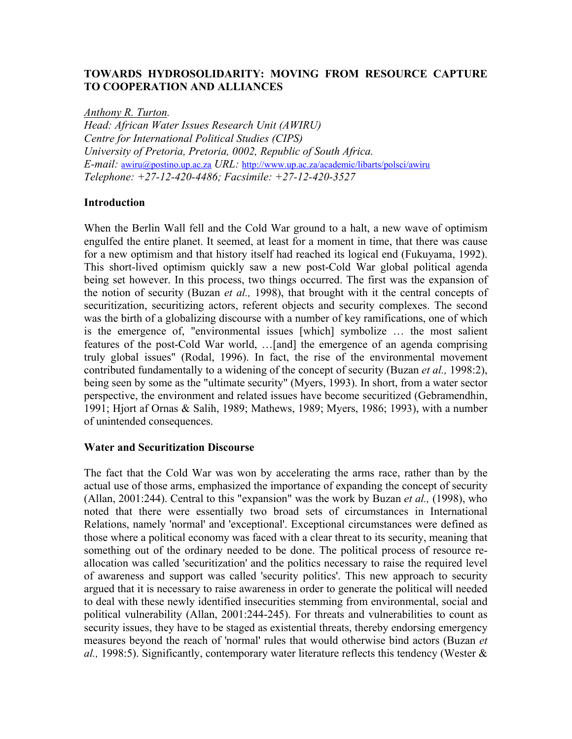# TOWARDS HYDROSOLIDARITY: MOVING FROM RESOURCE CAPTURE TO COOPERATION AND ALLIANCES

*Anthony R. Turton.*
*Head: African Water Issues Research Unit (AWIRU)*
*Centre for International Political Studies (CIPS)*
*University of Pretoria, Pretoria, 0002, Republic of South Africa.*
*E-mail:* awiru@postino.up.ac.za *URL:* http://www.up.ac.za/academic/libarts/polsci/awiru
*Telephone: +27-12-420-4486; Facsimile: +27-12-420-3527*

## Introduction

When the Berlin Wall fell and the Cold War ground to a halt, a new wave of optimism engulfed the entire planet. It seemed, at least for a moment in time, that there was cause for a new optimism and that history itself had reached its logical end (Fukuyama, 1992). This short-lived optimism quickly saw a new post-Cold War global political agenda being set however. In this process, two things occurred. The first was the expansion of the notion of security (Buzan *et al.,* 1998), that brought with it the central concepts of securitization, securitizing actors, referent objects and security complexes. The second was the birth of a globalizing discourse with a number of key ramifications, one of which is the emergence of, "environmental issues [which] symbolize … the most salient features of the post-Cold War world, …[and] the emergence of an agenda comprising truly global issues" (Rodal, 1996). In fact, the rise of the environmental movement contributed fundamentally to a widening of the concept of security (Buzan *et al.,* 1998:2), being seen by some as the "ultimate security" (Myers, 1993). In short, from a water sector perspective, the environment and related issues have become securitized (Gebramendhin, 1991; Hjort af Ornas & Salih, 1989; Mathews, 1989; Myers, 1986; 1993), with a number of unintended consequences.

## Water and Securitization Discourse

The fact that the Cold War was won by accelerating the arms race, rather than by the actual use of those arms, emphasized the importance of expanding the concept of security (Allan, 2001:244). Central to this "expansion" was the work by Buzan *et al.,* (1998), who noted that there were essentially two broad sets of circumstances in International Relations, namely 'normal' and 'exceptional'. Exceptional circumstances were defined as those where a political economy was faced with a clear threat to its security, meaning that something out of the ordinary needed to be done. The political process of resource re-allocation was called 'securitization' and the politics necessary to raise the required level of awareness and support was called 'security politics'. This new approach to security argued that it is necessary to raise awareness in order to generate the political will needed to deal with these newly identified insecurities stemming from environmental, social and political vulnerability (Allan, 2001:244-245). For threats and vulnerabilities to count as security issues, they have to be staged as existential threats, thereby endorsing emergency measures beyond the reach of 'normal' rules that would otherwise bind actors (Buzan *et al.,* 1998:5). Significantly, contemporary water literature reflects this tendency (Wester &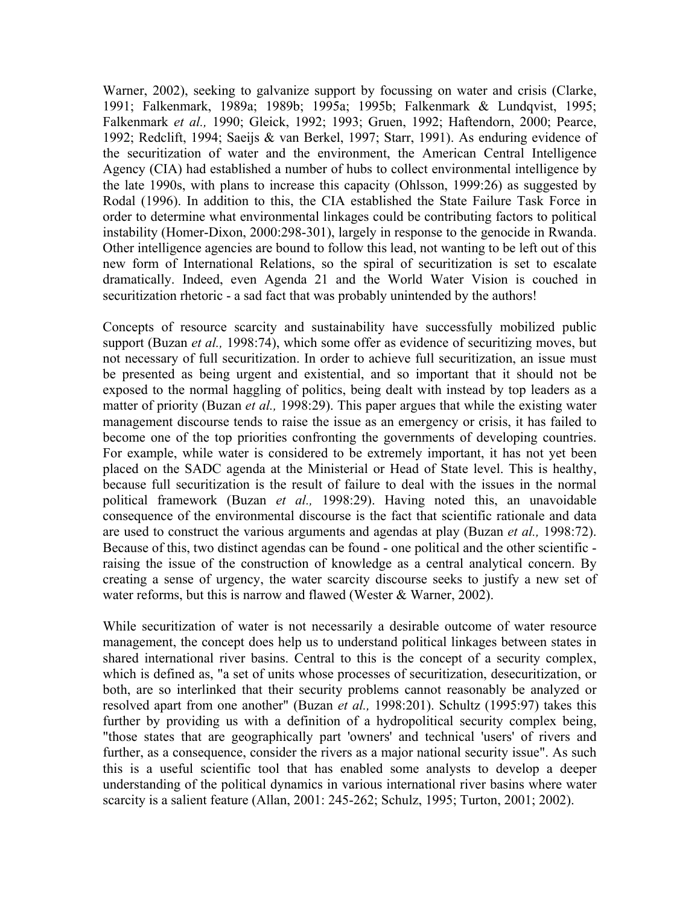Warner, 2002), seeking to galvanize support by focussing on water and crisis (Clarke, 1991; Falkenmark, 1989a; 1989b; 1995a; 1995b; Falkenmark & Lundqvist, 1995; Falkenmark *et al.,* 1990; Gleick, 1992; 1993; Gruen, 1992; Haftendorn, 2000; Pearce, 1992; Redclift, 1994; Saeijs & van Berkel, 1997; Starr, 1991). As enduring evidence of the securitization of water and the environment, the American Central Intelligence Agency (CIA) had established a number of hubs to collect environmental intelligence by the late 1990s, with plans to increase this capacity (Ohlsson, 1999:26) as suggested by Rodal (1996). In addition to this, the CIA established the State Failure Task Force in order to determine what environmental linkages could be contributing factors to political instability (Homer-Dixon, 2000:298-301), largely in response to the genocide in Rwanda. Other intelligence agencies are bound to follow this lead, not wanting to be left out of this new form of International Relations, so the spiral of securitization is set to escalate dramatically. Indeed, even Agenda 21 and the World Water Vision is couched in securitization rhetoric - a sad fact that was probably unintended by the authors!

Concepts of resource scarcity and sustainability have successfully mobilized public support (Buzan *et al.,* 1998:74), which some offer as evidence of securitizing moves, but not necessary of full securitization. In order to achieve full securitization, an issue must be presented as being urgent and existential, and so important that it should not be exposed to the normal haggling of politics, being dealt with instead by top leaders as a matter of priority (Buzan *et al.,* 1998:29). This paper argues that while the existing water management discourse tends to raise the issue as an emergency or crisis, it has failed to become one of the top priorities confronting the governments of developing countries. For example, while water is considered to be extremely important, it has not yet been placed on the SADC agenda at the Ministerial or Head of State level. This is healthy, because full securitization is the result of failure to deal with the issues in the normal political framework (Buzan *et al.,* 1998:29). Having noted this, an unavoidable consequence of the environmental discourse is the fact that scientific rationale and data are used to construct the various arguments and agendas at play (Buzan *et al.,* 1998:72). Because of this, two distinct agendas can be found - one political and the other scientific - raising the issue of the construction of knowledge as a central analytical concern. By creating a sense of urgency, the water scarcity discourse seeks to justify a new set of water reforms, but this is narrow and flawed (Wester & Warner, 2002).

While securitization of water is not necessarily a desirable outcome of water resource management, the concept does help us to understand political linkages between states in shared international river basins. Central to this is the concept of a security complex, which is defined as, "a set of units whose processes of securitization, desecuritization, or both, are so interlinked that their security problems cannot reasonably be analyzed or resolved apart from one another" (Buzan *et al.,* 1998:201). Schultz (1995:97) takes this further by providing us with a definition of a hydropolitical security complex being, "those states that are geographically part 'owners' and technical 'users' of rivers and further, as a consequence, consider the rivers as a major national security issue". As such this is a useful scientific tool that has enabled some analysts to develop a deeper understanding of the political dynamics in various international river basins where water scarcity is a salient feature (Allan, 2001: 245-262; Schulz, 1995; Turton, 2001; 2002).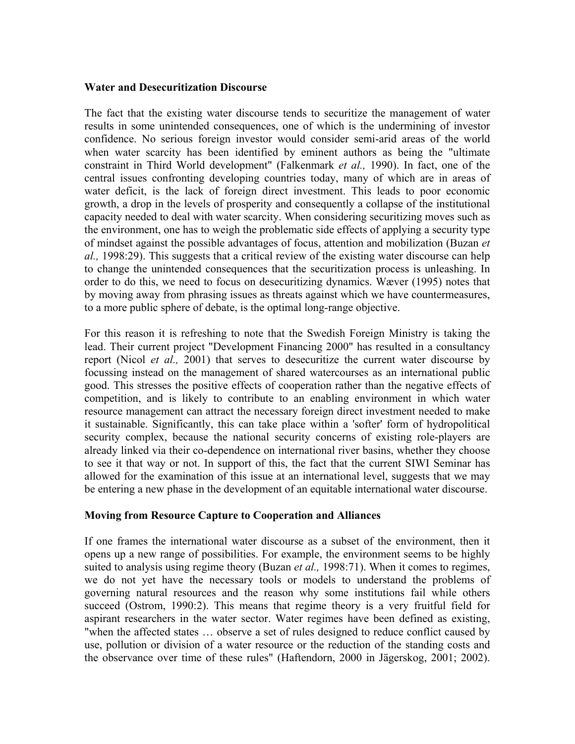**Water and Desecuritization Discourse**

The fact that the existing water discourse tends to securitize the management of water results in some unintended consequences, one of which is the undermining of investor confidence. No serious foreign investor would consider semi-arid areas of the world when water scarcity has been identified by eminent authors as being the "ultimate constraint in Third World development" (Falkenmark *et al.,* 1990). In fact, one of the central issues confronting developing countries today, many of which are in areas of water deficit, is the lack of foreign direct investment. This leads to poor economic growth, a drop in the levels of prosperity and consequently a collapse of the institutional capacity needed to deal with water scarcity. When considering securitizing moves such as the environment, one has to weigh the problematic side effects of applying a security type of mindset against the possible advantages of focus, attention and mobilization (Buzan *et al.,* 1998:29). This suggests that a critical review of the existing water discourse can help to change the unintended consequences that the securitization process is unleashing. In order to do this, we need to focus on desecuritizing dynamics. Wæver (1995) notes that by moving away from phrasing issues as threats against which we have countermeasures, to a more public sphere of debate, is the optimal long-range objective.

For this reason it is refreshing to note that the Swedish Foreign Ministry is taking the lead. Their current project "Development Financing 2000" has resulted in a consultancy report (Nicol *et al.,* 2001) that serves to desecuritize the current water discourse by focussing instead on the management of shared watercourses as an international public good. This stresses the positive effects of cooperation rather than the negative effects of competition, and is likely to contribute to an enabling environment in which water resource management can attract the necessary foreign direct investment needed to make it sustainable. Significantly, this can take place within a 'softer' form of hydropolitical security complex, because the national security concerns of existing role-players are already linked via their co-dependence on international river basins, whether they choose to see it that way or not. In support of this, the fact that the current SIWI Seminar has allowed for the examination of this issue at an international level, suggests that we may be entering a new phase in the development of an equitable international water discourse.

**Moving from Resource Capture to Cooperation and Alliances**

If one frames the international water discourse as a subset of the environment, then it opens up a new range of possibilities. For example, the environment seems to be highly suited to analysis using regime theory (Buzan *et al.,* 1998:71). When it comes to regimes, we do not yet have the necessary tools or models to understand the problems of governing natural resources and the reason why some institutions fail while others succeed (Ostrom, 1990:2). This means that regime theory is a very fruitful field for aspirant researchers in the water sector. Water regimes have been defined as existing, "when the affected states … observe a set of rules designed to reduce conflict caused by use, pollution or division of a water resource or the reduction of the standing costs and the observance over time of these rules" (Haftendorn, 2000 in Jägerskog, 2001; 2002).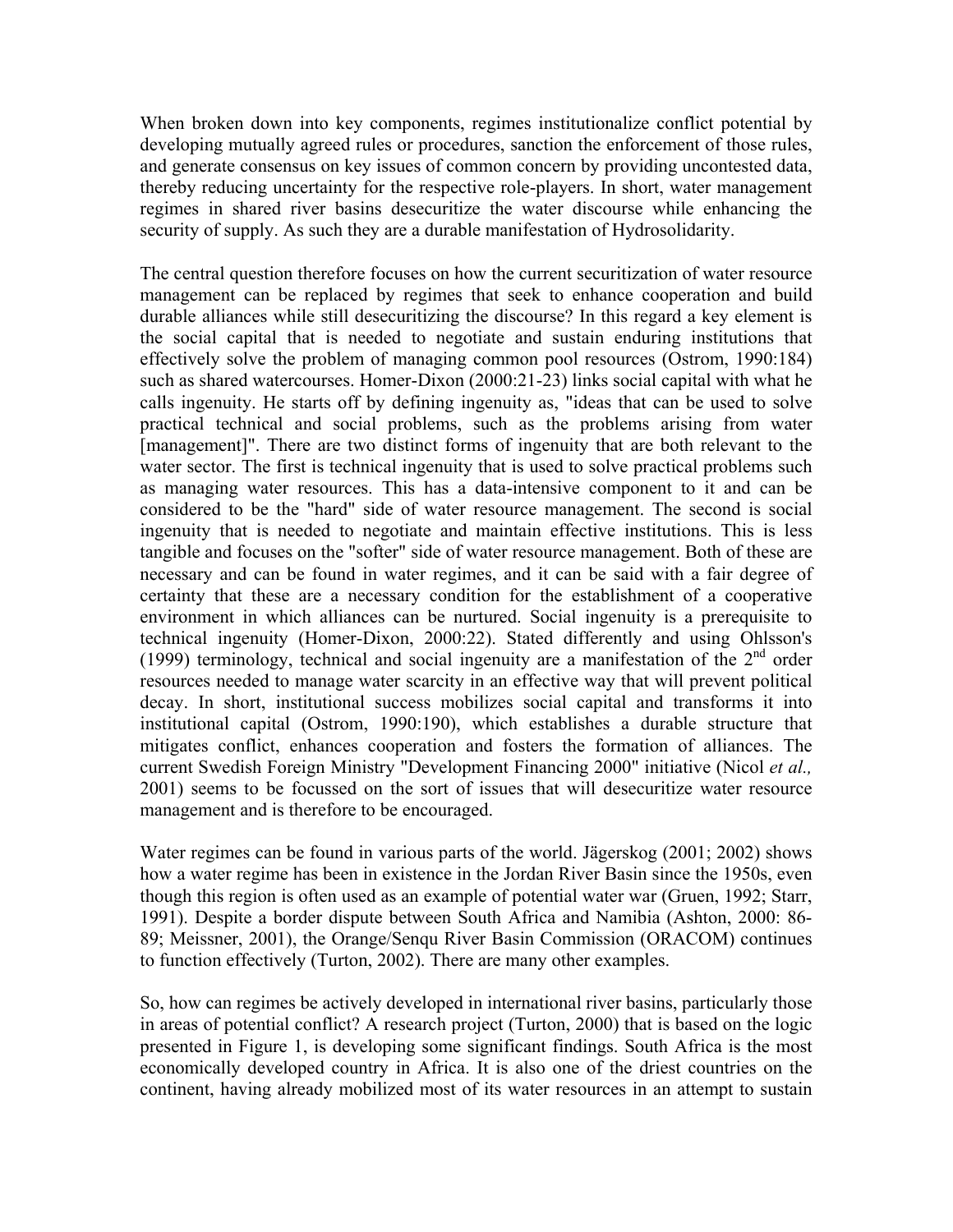When broken down into key components, regimes institutionalize conflict potential by developing mutually agreed rules or procedures, sanction the enforcement of those rules, and generate consensus on key issues of common concern by providing uncontested data, thereby reducing uncertainty for the respective role-players. In short, water management regimes in shared river basins desecuritize the water discourse while enhancing the security of supply. As such they are a durable manifestation of Hydrosolidarity.

The central question therefore focuses on how the current securitization of water resource management can be replaced by regimes that seek to enhance cooperation and build durable alliances while still desecuritizing the discourse? In this regard a key element is the social capital that is needed to negotiate and sustain enduring institutions that effectively solve the problem of managing common pool resources (Ostrom, 1990:184) such as shared watercourses. Homer-Dixon (2000:21-23) links social capital with what he calls ingenuity. He starts off by defining ingenuity as, "ideas that can be used to solve practical technical and social problems, such as the problems arising from water [management]". There are two distinct forms of ingenuity that are both relevant to the water sector. The first is technical ingenuity that is used to solve practical problems such as managing water resources. This has a data-intensive component to it and can be considered to be the "hard" side of water resource management. The second is social ingenuity that is needed to negotiate and maintain effective institutions. This is less tangible and focuses on the "softer" side of water resource management. Both of these are necessary and can be found in water regimes, and it can be said with a fair degree of certainty that these are a necessary condition for the establishment of a cooperative environment in which alliances can be nurtured. Social ingenuity is a prerequisite to technical ingenuity (Homer-Dixon, 2000:22). Stated differently and using Ohlsson's (1999) terminology, technical and social ingenuity are a manifestation of the 2nd order resources needed to manage water scarcity in an effective way that will prevent political decay. In short, institutional success mobilizes social capital and transforms it into institutional capital (Ostrom, 1990:190), which establishes a durable structure that mitigates conflict, enhances cooperation and fosters the formation of alliances. The current Swedish Foreign Ministry "Development Financing 2000" initiative (Nicol *et al.,* 2001) seems to be focussed on the sort of issues that will desecuritize water resource management and is therefore to be encouraged.

Water regimes can be found in various parts of the world. Jägerskog (2001; 2002) shows how a water regime has been in existence in the Jordan River Basin since the 1950s, even though this region is often used as an example of potential water war (Gruen, 1992; Starr, 1991). Despite a border dispute between South Africa and Namibia (Ashton, 2000: 86-89; Meissner, 2001), the Orange/Senqu River Basin Commission (ORACOM) continues to function effectively (Turton, 2002). There are many other examples.

So, how can regimes be actively developed in international river basins, particularly those in areas of potential conflict? A research project (Turton, 2000) that is based on the logic presented in Figure 1, is developing some significant findings. South Africa is the most economically developed country in Africa. It is also one of the driest countries on the continent, having already mobilized most of its water resources in an attempt to sustain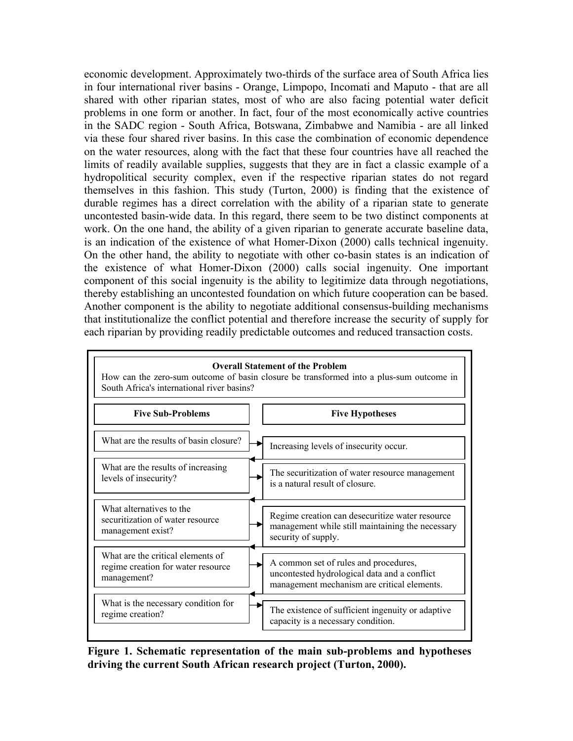economic development. Approximately two-thirds of the surface area of South Africa lies in four international river basins - Orange, Limpopo, Incomati and Maputo - that are all shared with other riparian states, most of who are also facing potential water deficit problems in one form or another. In fact, four of the most economically active countries in the SADC region - South Africa, Botswana, Zimbabwe and Namibia - are all linked via these four shared river basins. In this case the combination of economic dependence on the water resources, along with the fact that these four countries have all reached the limits of readily available supplies, suggests that they are in fact a classic example of a hydropolitical security complex, even if the respective riparian states do not regard themselves in this fashion. This study (Turton, 2000) is finding that the existence of durable regimes has a direct correlation with the ability of a riparian state to generate uncontested basin-wide data. In this regard, there seem to be two distinct components at work. On the one hand, the ability of a given riparian to generate accurate baseline data, is an indication of the existence of what Homer-Dixon (2000) calls technical ingenuity. On the other hand, the ability to negotiate with other co-basin states is an indication of the existence of what Homer-Dixon (2000) calls social ingenuity. One important component of this social ingenuity is the ability to legitimize data through negotiations, thereby establishing an uncontested foundation on which future cooperation can be based. Another component is the ability to negotiate additional consensus-building mechanisms that institutionalize the conflict potential and therefore increase the security of supply for each riparian by providing readily predictable outcomes and reduced transaction costs.

**Overall Statement of the Problem**

How can the zero-sum outcome of basin closure be transformed into a plus-sum outcome in South Africa's international river basins?

| Five Sub-Problems | Five Hypotheses |
| --- | --- |
| What are the results of basin closure? | Increasing levels of insecurity occur. |
| What are the results of increasing levels of insecurity? | The securitization of water resource management is a natural result of closure. |
| What alternatives to the securitization of water resource management exist? | Regime creation can desecuritize water resource management while still maintaining the necessary security of supply. |
| What are the critical elements of regime creation for water resource management? | A common set of rules and procedures, uncontested hydrological data and a conflict management mechanism are critical elements. |
| What is the necessary condition for regime creation? | The existence of sufficient ingenuity or adaptive capacity is a necessary condition. |

**Figure 1. Schematic representation of the main sub-problems and hypotheses driving the current South African research project (Turton, 2000).**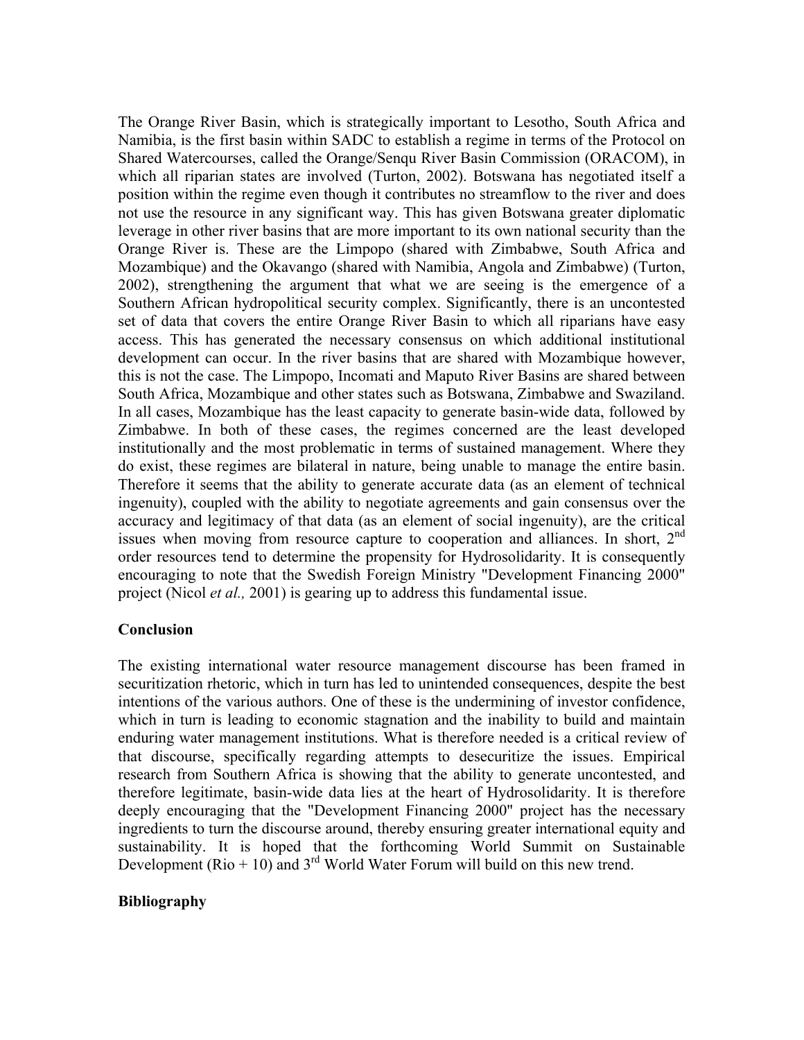The Orange River Basin, which is strategically important to Lesotho, South Africa and Namibia, is the first basin within SADC to establish a regime in terms of the Protocol on Shared Watercourses, called the Orange/Senqu River Basin Commission (ORACOM), in which all riparian states are involved (Turton, 2002). Botswana has negotiated itself a position within the regime even though it contributes no streamflow to the river and does not use the resource in any significant way. This has given Botswana greater diplomatic leverage in other river basins that are more important to its own national security than the Orange River is. These are the Limpopo (shared with Zimbabwe, South Africa and Mozambique) and the Okavango (shared with Namibia, Angola and Zimbabwe) (Turton, 2002), strengthening the argument that what we are seeing is the emergence of a Southern African hydropolitical security complex. Significantly, there is an uncontested set of data that covers the entire Orange River Basin to which all riparians have easy access. This has generated the necessary consensus on which additional institutional development can occur. In the river basins that are shared with Mozambique however, this is not the case. The Limpopo, Incomati and Maputo River Basins are shared between South Africa, Mozambique and other states such as Botswana, Zimbabwe and Swaziland. In all cases, Mozambique has the least capacity to generate basin-wide data, followed by Zimbabwe. In both of these cases, the regimes concerned are the least developed institutionally and the most problematic in terms of sustained management. Where they do exist, these regimes are bilateral in nature, being unable to manage the entire basin. Therefore it seems that the ability to generate accurate data (as an element of technical ingenuity), coupled with the ability to negotiate agreements and gain consensus over the accuracy and legitimacy of that data (as an element of social ingenuity), are the critical issues when moving from resource capture to cooperation and alliances. In short, 2nd order resources tend to determine the propensity for Hydrosolidarity. It is consequently encouraging to note that the Swedish Foreign Ministry "Development Financing 2000" project (Nicol *et al.,* 2001) is gearing up to address this fundamental issue.

**Conclusion**

The existing international water resource management discourse has been framed in securitization rhetoric, which in turn has led to unintended consequences, despite the best intentions of the various authors. One of these is the undermining of investor confidence, which in turn is leading to economic stagnation and the inability to build and maintain enduring water management institutions. What is therefore needed is a critical review of that discourse, specifically regarding attempts to desecuritize the issues. Empirical research from Southern Africa is showing that the ability to generate uncontested, and therefore legitimate, basin-wide data lies at the heart of Hydrosolidarity. It is therefore deeply encouraging that the "Development Financing 2000" project has the necessary ingredients to turn the discourse around, thereby ensuring greater international equity and sustainability. It is hoped that the forthcoming World Summit on Sustainable Development (Rio + 10) and 3rd World Water Forum will build on this new trend.

**Bibliography**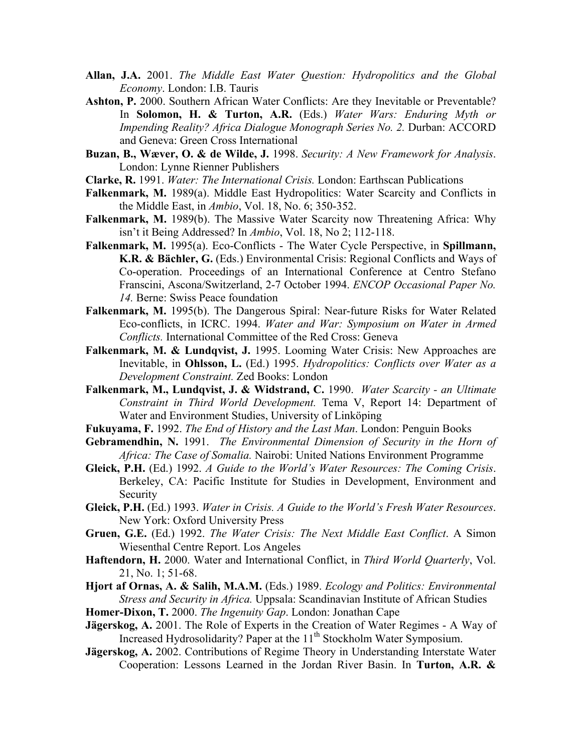**Allan, J.A.** 2001. *The Middle East Water Question: Hydropolitics and the Global Economy*. London: I.B. Tauris

**Ashton, P.** 2000. Southern African Water Conflicts: Are they Inevitable or Preventable? In **Solomon, H. & Turton, A.R.** (Eds.) *Water Wars: Enduring Myth or Impending Reality? Africa Dialogue Monograph Series No. 2.* Durban: ACCORD and Geneva: Green Cross International

**Buzan, B., Wæver, O. & de Wilde, J.** 1998. *Security: A New Framework for Analysis*. London: Lynne Rienner Publishers

**Clarke, R.** 1991. *Water: The International Crisis.* London: Earthscan Publications

**Falkenmark, M.** 1989(a). Middle East Hydropolitics: Water Scarcity and Conflicts in the Middle East, in *Ambio*, Vol. 18, No. 6; 350-352.

**Falkenmark, M.** 1989(b). The Massive Water Scarcity now Threatening Africa: Why isn't it Being Addressed? In *Ambio*, Vol. 18, No 2; 112-118.

**Falkenmark, M.** 1995(a). Eco-Conflicts - The Water Cycle Perspective, in **Spillmann, K.R. & Bächler, G.** (Eds.) Environmental Crisis: Regional Conflicts and Ways of Co-operation. Proceedings of an International Conference at Centro Stefano Franscini, Ascona/Switzerland, 2-7 October 1994. *ENCOP Occasional Paper No. 14.* Berne: Swiss Peace foundation

**Falkenmark, M.** 1995(b). The Dangerous Spiral: Near-future Risks for Water Related Eco-conflicts, in ICRC. 1994. *Water and War: Symposium on Water in Armed Conflicts.* International Committee of the Red Cross: Geneva

**Falkenmark, M. & Lundqvist, J.** 1995. Looming Water Crisis: New Approaches are Inevitable, in **Ohlsson, L.** (Ed.) 1995. *Hydropolitics: Conflicts over Water as a Development Constraint.* Zed Books: London

**Falkenmark, M., Lundqvist, J. & Widstrand, C.** 1990. *Water Scarcity - an Ultimate Constraint in Third World Development.* Tema V, Report 14: Department of Water and Environment Studies, University of Linköping

**Fukuyama, F.** 1992. *The End of History and the Last Man*. London: Penguin Books

**Gebramendhin, N.** 1991. *The Environmental Dimension of Security in the Horn of Africa: The Case of Somalia.* Nairobi: United Nations Environment Programme

**Gleick, P.H.** (Ed.) 1992. *A Guide to the World's Water Resources: The Coming Crisis*. Berkeley, CA: Pacific Institute for Studies in Development, Environment and Security

**Gleick, P.H.** (Ed.) 1993. *Water in Crisis. A Guide to the World's Fresh Water Resources*. New York: Oxford University Press

**Gruen, G.E.** (Ed.) 1992. *The Water Crisis: The Next Middle East Conflict*. A Simon Wiesenthal Centre Report. Los Angeles

**Haftendorn, H.** 2000. Water and International Conflict, in *Third World Quarterly*, Vol. 21, No. 1; 51-68.

**Hjort af Ornas, A. & Salih, M.A.M.** (Eds.) 1989. *Ecology and Politics: Environmental Stress and Security in Africa.* Uppsala: Scandinavian Institute of African Studies

**Homer-Dixon, T.** 2000. *The Ingenuity Gap*. London: Jonathan Cape

**Jägerskog, A.** 2001. The Role of Experts in the Creation of Water Regimes - A Way of Increased Hydrosolidarity? Paper at the 11th Stockholm Water Symposium.

**Jägerskog, A.** 2002. Contributions of Regime Theory in Understanding Interstate Water Cooperation: Lessons Learned in the Jordan River Basin. In **Turton, A.R. &**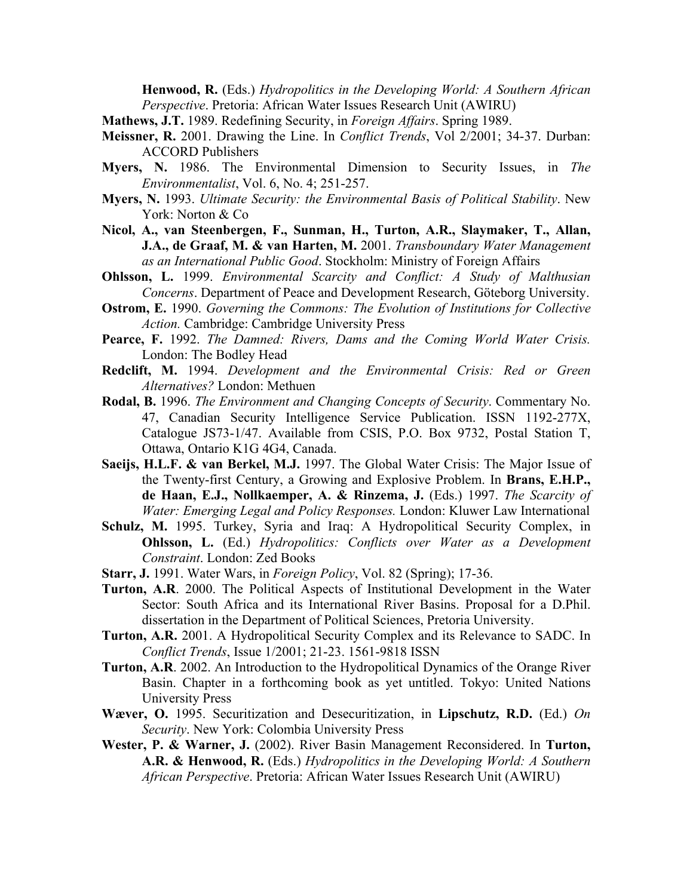**Henwood, R.** (Eds.) *Hydropolitics in the Developing World: A Southern African Perspective*. Pretoria: African Water Issues Research Unit (AWIRU)

**Mathews, J.T.** 1989. Redefining Security, in *Foreign Affairs*. Spring 1989.

**Meissner, R.** 2001. Drawing the Line. In *Conflict Trends*, Vol 2/2001; 34-37. Durban: ACCORD Publishers

**Myers, N.** 1986. The Environmental Dimension to Security Issues, in *The Environmentalist*, Vol. 6, No. 4; 251-257.

**Myers, N.** 1993. *Ultimate Security: the Environmental Basis of Political Stability*. New York: Norton & Co

**Nicol, A., van Steenbergen, F., Sunman, H., Turton, A.R., Slaymaker, T., Allan, J.A., de Graaf, M. & van Harten, M.** 2001. *Transboundary Water Management as an International Public Good*. Stockholm: Ministry of Foreign Affairs

**Ohlsson, L.** 1999. *Environmental Scarcity and Conflict: A Study of Malthusian Concerns*. Department of Peace and Development Research, Göteborg University.

**Ostrom, E.** 1990. *Governing the Commons: The Evolution of Institutions for Collective Action.* Cambridge: Cambridge University Press

**Pearce, F.** 1992. *The Damned: Rivers, Dams and the Coming World Water Crisis.* London: The Bodley Head

**Redclift, M.** 1994. *Development and the Environmental Crisis: Red or Green Alternatives?* London: Methuen

**Rodal, B.** 1996. *The Environment and Changing Concepts of Security*. Commentary No. 47, Canadian Security Intelligence Service Publication. ISSN 1192-277X, Catalogue JS73-1/47. Available from CSIS, P.O. Box 9732, Postal Station T, Ottawa, Ontario K1G 4G4, Canada.

**Saeijs, H.L.F. & van Berkel, M.J.** 1997. The Global Water Crisis: The Major Issue of the Twenty-first Century, a Growing and Explosive Problem. In **Brans, E.H.P., de Haan, E.J., Nollkaemper, A. & Rinzema, J.** (Eds.) 1997. *The Scarcity of Water: Emerging Legal and Policy Responses.* London: Kluwer Law International

**Schulz, M.** 1995. Turkey, Syria and Iraq: A Hydropolitical Security Complex, in **Ohlsson, L.** (Ed.) *Hydropolitics: Conflicts over Water as a Development Constraint*. London: Zed Books

**Starr, J.** 1991. Water Wars, in *Foreign Policy*, Vol. 82 (Spring); 17-36.

**Turton, A.R**. 2000. The Political Aspects of Institutional Development in the Water Sector: South Africa and its International River Basins. Proposal for a D.Phil. dissertation in the Department of Political Sciences, Pretoria University.

**Turton, A.R.** 2001. A Hydropolitical Security Complex and its Relevance to SADC. In *Conflict Trends*, Issue 1/2001; 21-23. 1561-9818 ISSN

**Turton, A.R**. 2002. An Introduction to the Hydropolitical Dynamics of the Orange River Basin. Chapter in a forthcoming book as yet untitled. Tokyo: United Nations University Press

**Wæver, O.** 1995. Securitization and Desecuritization, in **Lipschutz, R.D.** (Ed.) *On Security*. New York: Colombia University Press

**Wester, P. & Warner, J.** (2002). River Basin Management Reconsidered. In **Turton, A.R. & Henwood, R.** (Eds.) *Hydropolitics in the Developing World: A Southern African Perspective*. Pretoria: African Water Issues Research Unit (AWIRU)